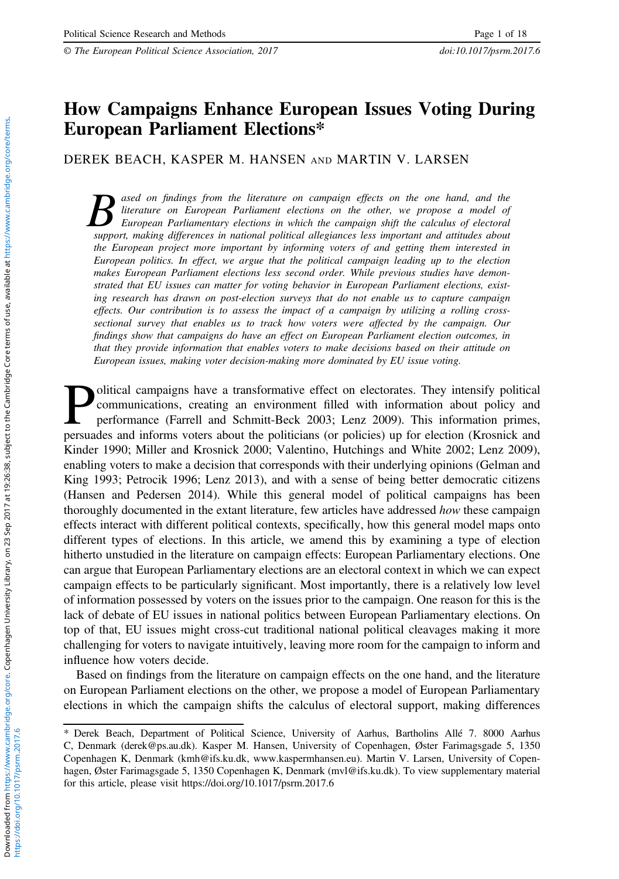# How Campaigns Enhance European Issues Voting During European Parliament Elections*

DEREK BEACH, KASPER M. HANSEN AND MARTIN V. LARSEN

*Based on findings from the literature on campaign effects on the one hand, and the literature on European Parliament elections on the other, we propose a model of European Parliamentary elections in which the campaign shift the calculus of electoral support, making differences in national political allegiances less important and attitudes about the European project more important by informing voters of and getting them interested in European politics. In effect, we argue that the political campaign leading up to the election makes European Parliament elections less second order. While previous studies have demonstrated that EU issues can matter for voting behavior in European Parliament elections, existing research has drawn on post-election surveys that do not enable us to capture campaign effects. Our contribution is to assess the impact of a campaign by utilizing a rolling cross-sectional survey that enables us to track how voters were affected by the campaign. Our findings show that campaigns do have an effect on European Parliament election outcomes, in that they provide information that enables voters to make decisions based on their attitude on European issues, making voter decision-making more dominated by EU issue voting.*

Political campaigns have a transformative effect on electorates. They intensify political communications, creating an environment filled with information about policy and performance (Farrell and Schmitt-Beck 2003; Lenz 2009). This information primes, persuades and informs voters about the politicians (or policies) up for election (Krosnick and Kinder 1990; Miller and Krosnick 2000; Valentino, Hutchings and White 2002; Lenz 2009), enabling voters to make a decision that corresponds with their underlying opinions (Gelman and King 1993; Petrocik 1996; Lenz 2013), and with a sense of being better democratic citizens (Hansen and Pedersen 2014). While this general model of political campaigns has been thoroughly documented in the extant literature, few articles have addressed *how* these campaign effects interact with different political contexts, specifically, how this general model maps onto different types of elections. In this article, we amend this by examining a type of election hitherto unstudied in the literature on campaign effects: European Parliamentary elections. One can argue that European Parliamentary elections are an electoral context in which we can expect campaign effects to be particularly significant. Most importantly, there is a relatively low level of information possessed by voters on the issues prior to the campaign. One reason for this is the lack of debate of EU issues in national politics between European Parliamentary elections. On top of that, EU issues might cross-cut traditional national political cleavages making it more challenging for voters to navigate intuitively, leaving more room for the campaign to inform and influence how voters decide.

Based on findings from the literature on campaign effects on the one hand, and the literature on European Parliament elections on the other, we propose a model of European Parliamentary elections in which the campaign shifts the calculus of electoral support, making differences

---

* Derek Beach, Department of Political Science, University of Aarhus, Bartholins Allé 7. 8000 Aarhus C, Denmark (derek@ps.au.dk). Kasper M. Hansen, University of Copenhagen, Øster Farimagsgade 5, 1350 Copenhagen K, Denmark (kmh@ifs.ku.dk, www.kaspermhansen.eu). Martin V. Larsen, University of Copenhagen, Øster Farimagsgade 5, 1350 Copenhagen K, Denmark (mvl@ifs.ku.dk). To view supplementary material for this article, please visit https://doi.org/10.1017/psrm.2017.6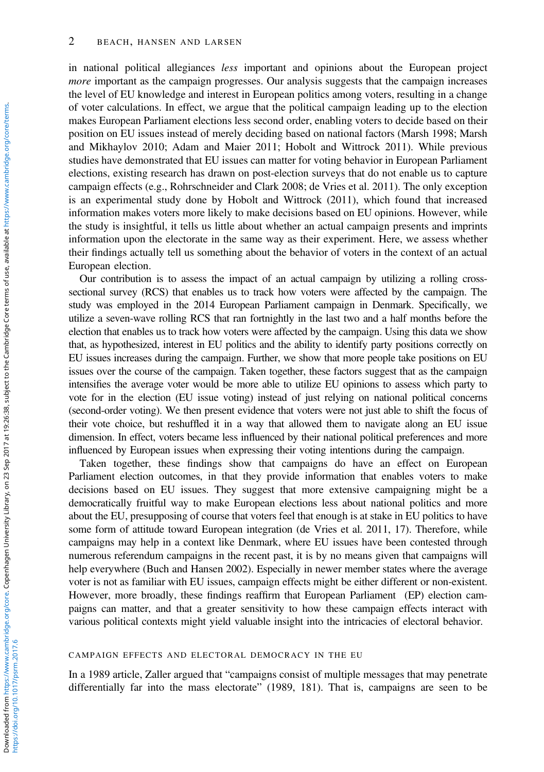in national political allegiances *less* important and opinions about the European project *more* important as the campaign progresses. Our analysis suggests that the campaign increases the level of EU knowledge and interest in European politics among voters, resulting in a change of voter calculations. In effect, we argue that the political campaign leading up to the election makes European Parliament elections less second order, enabling voters to decide based on their position on EU issues instead of merely deciding based on national factors (Marsh 1998; Marsh and Mikhaylov 2010; Adam and Maier 2011; Hobolt and Wittrock 2011). While previous studies have demonstrated that EU issues can matter for voting behavior in European Parliament elections, existing research has drawn on post-election surveys that do not enable us to capture campaign effects (e.g., Rohrschneider and Clark 2008; de Vries et al. 2011). The only exception is an experimental study done by Hobolt and Wittrock (2011), which found that increased information makes voters more likely to make decisions based on EU opinions. However, while the study is insightful, it tells us little about whether an actual campaign presents and imprints information upon the electorate in the same way as their experiment. Here, we assess whether their findings actually tell us something about the behavior of voters in the context of an actual European election.

Our contribution is to assess the impact of an actual campaign by utilizing a rolling cross-sectional survey (RCS) that enables us to track how voters were affected by the campaign. The study was employed in the 2014 European Parliament campaign in Denmark. Specifically, we utilize a seven-wave rolling RCS that ran fortnightly in the last two and a half months before the election that enables us to track how voters were affected by the campaign. Using this data we show that, as hypothesized, interest in EU politics and the ability to identify party positions correctly on EU issues increases during the campaign. Further, we show that more people take positions on EU issues over the course of the campaign. Taken together, these factors suggest that as the campaign intensifies the average voter would be more able to utilize EU opinions to assess which party to vote for in the election (EU issue voting) instead of just relying on national political concerns (second-order voting). We then present evidence that voters were not just able to shift the focus of their vote choice, but reshuffled it in a way that allowed them to navigate along an EU issue dimension. In effect, voters became less influenced by their national political preferences and more influenced by European issues when expressing their voting intentions during the campaign.

Taken together, these findings show that campaigns do have an effect on European Parliament election outcomes, in that they provide information that enables voters to make decisions based on EU issues. They suggest that more extensive campaigning might be a democratically fruitful way to make European elections less about national politics and more about the EU, presupposing of course that voters feel that enough is at stake in EU politics to have some form of attitude toward European integration (de Vries et al. 2011, 17). Therefore, while campaigns may help in a context like Denmark, where EU issues have been contested through numerous referendum campaigns in the recent past, it is by no means given that campaigns will help everywhere (Buch and Hansen 2002). Especially in newer member states where the average voter is not as familiar with EU issues, campaign effects might be either different or non-existent. However, more broadly, these findings reaffirm that European Parliament (EP) election campaigns can matter, and that a greater sensitivity to how these campaign effects interact with various political contexts might yield valuable insight into the intricacies of electoral behavior.

## CAMPAIGN EFFECTS AND ELECTORAL DEMOCRACY IN THE EU

In a 1989 article, Zaller argued that "campaigns consist of multiple messages that may penetrate differentially far into the mass electorate" (1989, 181). That is, campaigns are seen to be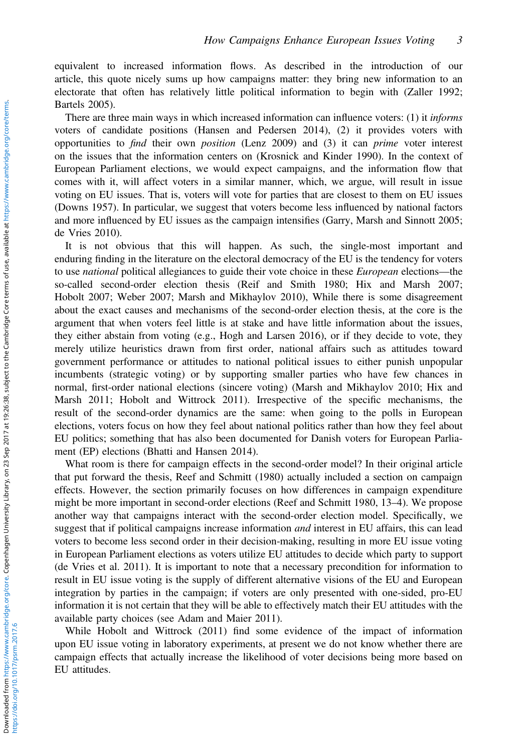equivalent to increased information flows. As described in the introduction of our article, this quote nicely sums up how campaigns matter: they bring new information to an electorate that often has relatively little political information to begin with (Zaller 1992; Bartels 2005).

There are three main ways in which increased information can influence voters: (1) it *informs* voters of candidate positions (Hansen and Pedersen 2014), (2) it provides voters with opportunities to *find* their own *position* (Lenz 2009) and (3) it can *prime* voter interest on the issues that the information centers on (Krosnick and Kinder 1990). In the context of European Parliament elections, we would expect campaigns, and the information flow that comes with it, will affect voters in a similar manner, which, we argue, will result in issue voting on EU issues. That is, voters will vote for parties that are closest to them on EU issues (Downs 1957). In particular, we suggest that voters become less influenced by national factors and more influenced by EU issues as the campaign intensifies (Garry, Marsh and Sinnott 2005; de Vries 2010).

It is not obvious that this will happen. As such, the single-most important and enduring finding in the literature on the electoral democracy of the EU is the tendency for voters to use *national* political allegiances to guide their vote choice in these *European* elections—the so-called second-order election thesis (Reif and Smith 1980; Hix and Marsh 2007; Hobolt 2007; Weber 2007; Marsh and Mikhaylov 2010), While there is some disagreement about the exact causes and mechanisms of the second-order election thesis, at the core is the argument that when voters feel little is at stake and have little information about the issues, they either abstain from voting (e.g., Hogh and Larsen 2016), or if they decide to vote, they merely utilize heuristics drawn from first order, national affairs such as attitudes toward government performance or attitudes to national political issues to either punish unpopular incumbents (strategic voting) or by supporting smaller parties who have few chances in normal, first-order national elections (sincere voting) (Marsh and Mikhaylov 2010; Hix and Marsh 2011; Hobolt and Wittrock 2011). Irrespective of the specific mechanisms, the result of the second-order dynamics are the same: when going to the polls in European elections, voters focus on how they feel about national politics rather than how they feel about EU politics; something that has also been documented for Danish voters for European Parliament (EP) elections (Bhatti and Hansen 2014).

What room is there for campaign effects in the second-order model? In their original article that put forward the thesis, Reef and Schmitt (1980) actually included a section on campaign effects. However, the section primarily focuses on how differences in campaign expenditure might be more important in second-order elections (Reef and Schmitt 1980, 13–4). We propose another way that campaigns interact with the second-order election model. Specifically, we suggest that if political campaigns increase information *and* interest in EU affairs, this can lead voters to become less second order in their decision-making, resulting in more EU issue voting in European Parliament elections as voters utilize EU attitudes to decide which party to support (de Vries et al. 2011). It is important to note that a necessary precondition for information to result in EU issue voting is the supply of different alternative visions of the EU and European integration by parties in the campaign; if voters are only presented with one-sided, pro-EU information it is not certain that they will be able to effectively match their EU attitudes with the available party choices (see Adam and Maier 2011).

While Hobolt and Wittrock (2011) find some evidence of the impact of information upon EU issue voting in laboratory experiments, at present we do not know whether there are campaign effects that actually increase the likelihood of voter decisions being more based on EU attitudes.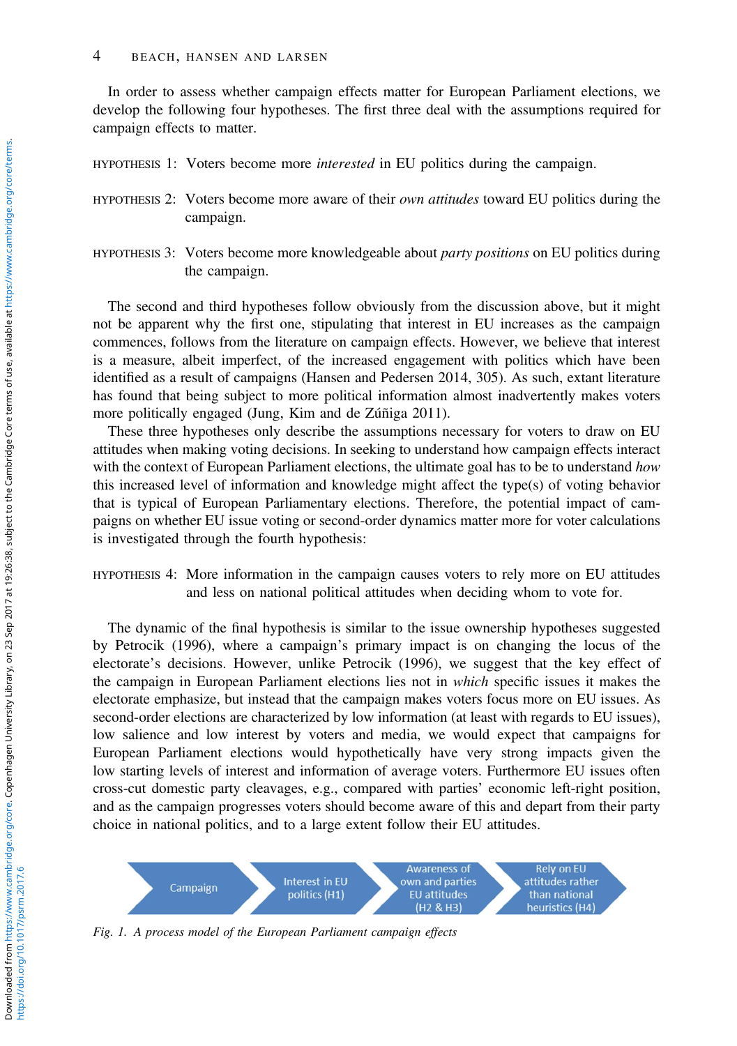In order to assess whether campaign effects matter for European Parliament elections, we develop the following four hypotheses. The first three deal with the assumptions required for campaign effects to matter.

HYPOTHESIS 1: Voters become more *interested* in EU politics during the campaign.

HYPOTHESIS 2: Voters become more aware of their *own attitudes* toward EU politics during the campaign.

HYPOTHESIS 3: Voters become more knowledgeable about *party positions* on EU politics during the campaign.

The second and third hypotheses follow obviously from the discussion above, but it might not be apparent why the first one, stipulating that interest in EU increases as the campaign commences, follows from the literature on campaign effects. However, we believe that interest is a measure, albeit imperfect, of the increased engagement with politics which have been identified as a result of campaigns (Hansen and Pedersen 2014, 305). As such, extant literature has found that being subject to more political information almost inadvertently makes voters more politically engaged (Jung, Kim and de Zúñiga 2011).

These three hypotheses only describe the assumptions necessary for voters to draw on EU attitudes when making voting decisions. In seeking to understand how campaign effects interact with the context of European Parliament elections, the ultimate goal has to be to understand *how* this increased level of information and knowledge might affect the type(s) of voting behavior that is typical of European Parliamentary elections. Therefore, the potential impact of campaigns on whether EU issue voting or second-order dynamics matter more for voter calculations is investigated through the fourth hypothesis:

HYPOTHESIS 4: More information in the campaign causes voters to rely more on EU attitudes and less on national political attitudes when deciding whom to vote for.

The dynamic of the final hypothesis is similar to the issue ownership hypotheses suggested by Petrocik (1996), where a campaign's primary impact is on changing the locus of the electorate's decisions. However, unlike Petrocik (1996), we suggest that the key effect of the campaign in European Parliament elections lies not in *which* specific issues it makes the electorate emphasize, but instead that the campaign makes voters focus more on EU issues. As second-order elections are characterized by low information (at least with regards to EU issues), low salience and low interest by voters and media, we would expect that campaigns for European Parliament elections would hypothetically have very strong impacts given the low starting levels of interest and information of average voters. Furthermore EU issues often cross-cut domestic party cleavages, e.g., compared with parties' economic left-right position, and as the campaign progresses voters should become aware of this and depart from their party choice in national politics, and to a large extent follow their EU attitudes.

Campaign → Interest in EU politics (H1) → Awareness of own and parties EU attitudes (H2 & H3) → Rely on EU attitudes rather than national heuristics (H4)

*Fig. 1. A process model of the European Parliament campaign effects*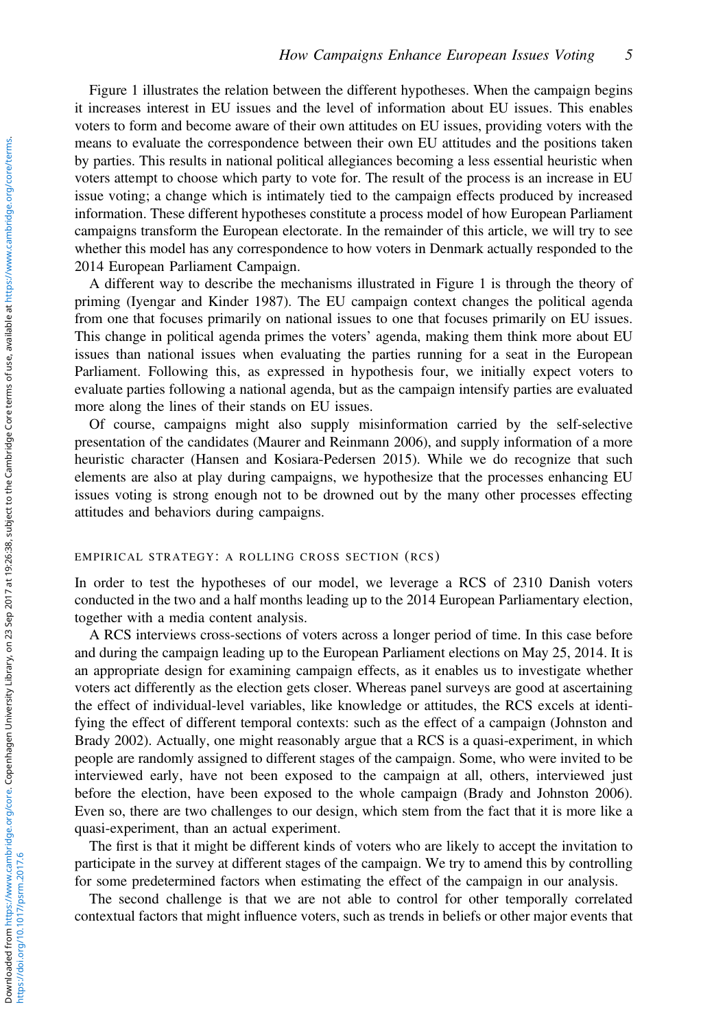Figure 1 illustrates the relation between the different hypotheses. When the campaign begins it increases interest in EU issues and the level of information about EU issues. This enables voters to form and become aware of their own attitudes on EU issues, providing voters with the means to evaluate the correspondence between their own EU attitudes and the positions taken by parties. This results in national political allegiances becoming a less essential heuristic when voters attempt to choose which party to vote for. The result of the process is an increase in EU issue voting; a change which is intimately tied to the campaign effects produced by increased information. These different hypotheses constitute a process model of how European Parliament campaigns transform the European electorate. In the remainder of this article, we will try to see whether this model has any correspondence to how voters in Denmark actually responded to the 2014 European Parliament Campaign.

A different way to describe the mechanisms illustrated in Figure 1 is through the theory of priming (Iyengar and Kinder 1987). The EU campaign context changes the political agenda from one that focuses primarily on national issues to one that focuses primarily on EU issues. This change in political agenda primes the voters' agenda, making them think more about EU issues than national issues when evaluating the parties running for a seat in the European Parliament. Following this, as expressed in hypothesis four, we initially expect voters to evaluate parties following a national agenda, but as the campaign intensify parties are evaluated more along the lines of their stands on EU issues.

Of course, campaigns might also supply misinformation carried by the self-selective presentation of the candidates (Maurer and Reinmann 2006), and supply information of a more heuristic character (Hansen and Kosiara-Pedersen 2015). While we do recognize that such elements are also at play during campaigns, we hypothesize that the processes enhancing EU issues voting is strong enough not to be drowned out by the many other processes effecting attitudes and behaviors during campaigns.

## EMPIRICAL STRATEGY: A ROLLING CROSS SECTION (RCS)

In order to test the hypotheses of our model, we leverage a RCS of 2310 Danish voters conducted in the two and a half months leading up to the 2014 European Parliamentary election, together with a media content analysis.

A RCS interviews cross-sections of voters across a longer period of time. In this case before and during the campaign leading up to the European Parliament elections on May 25, 2014. It is an appropriate design for examining campaign effects, as it enables us to investigate whether voters act differently as the election gets closer. Whereas panel surveys are good at ascertaining the effect of individual-level variables, like knowledge or attitudes, the RCS excels at identifying the effect of different temporal contexts: such as the effect of a campaign (Johnston and Brady 2002). Actually, one might reasonably argue that a RCS is a quasi-experiment, in which people are randomly assigned to different stages of the campaign. Some, who were invited to be interviewed early, have not been exposed to the campaign at all, others, interviewed just before the election, have been exposed to the whole campaign (Brady and Johnston 2006). Even so, there are two challenges to our design, which stem from the fact that it is more like a quasi-experiment, than an actual experiment.

The first is that it might be different kinds of voters who are likely to accept the invitation to participate in the survey at different stages of the campaign. We try to amend this by controlling for some predetermined factors when estimating the effect of the campaign in our analysis.

The second challenge is that we are not able to control for other temporally correlated contextual factors that might influence voters, such as trends in beliefs or other major events that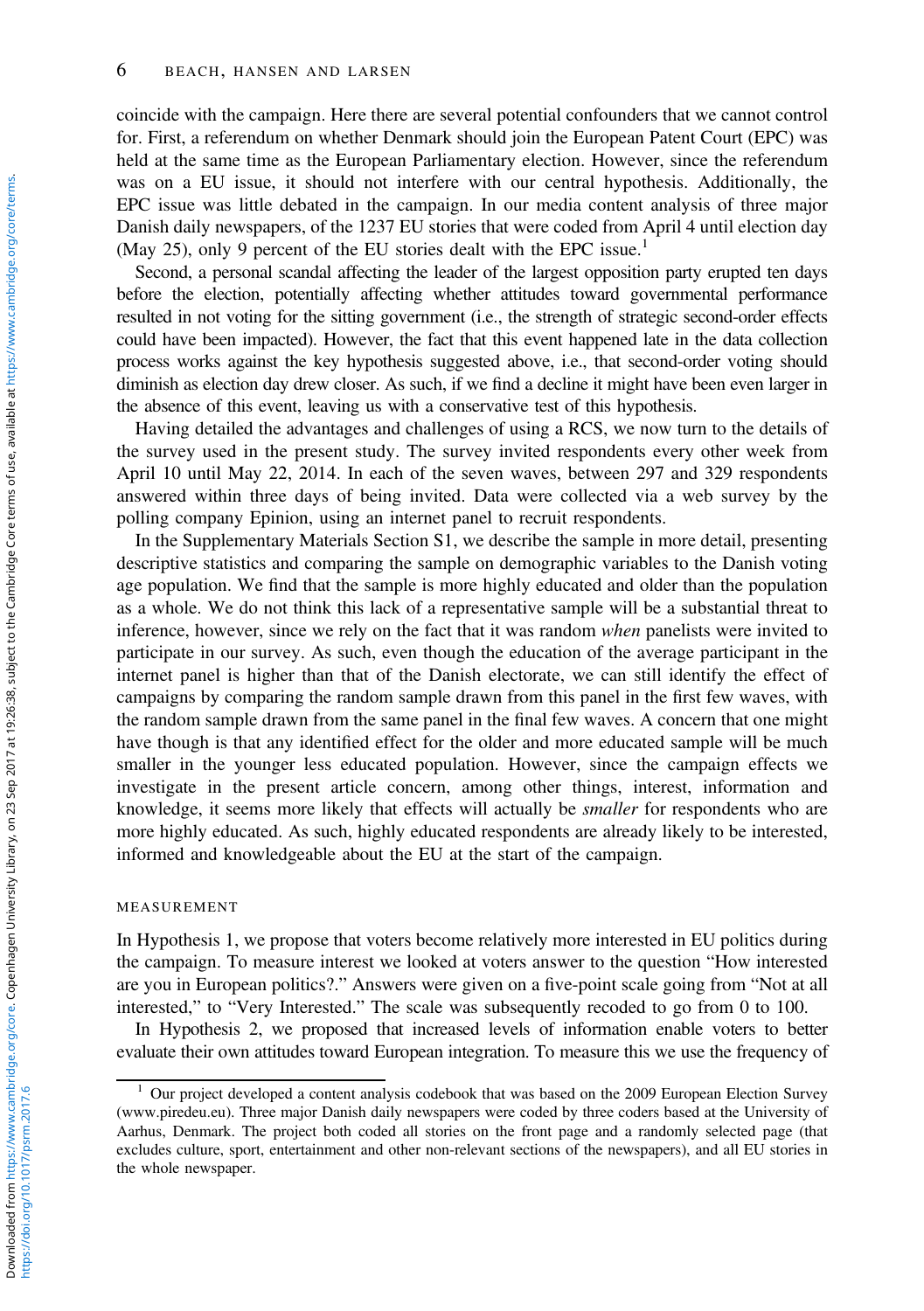coincide with the campaign. Here there are several potential confounders that we cannot control for. First, a referendum on whether Denmark should join the European Patent Court (EPC) was held at the same time as the European Parliamentary election. However, since the referendum was on a EU issue, it should not interfere with our central hypothesis. Additionally, the EPC issue was little debated in the campaign. In our media content analysis of three major Danish daily newspapers, of the 1237 EU stories that were coded from April 4 until election day (May 25), only 9 percent of the EU stories dealt with the EPC issue.[1]

Second, a personal scandal affecting the leader of the largest opposition party erupted ten days before the election, potentially affecting whether attitudes toward governmental performance resulted in not voting for the sitting government (i.e., the strength of strategic second-order effects could have been impacted). However, the fact that this event happened late in the data collection process works against the key hypothesis suggested above, i.e., that second-order voting should diminish as election day drew closer. As such, if we find a decline it might have been even larger in the absence of this event, leaving us with a conservative test of this hypothesis.

Having detailed the advantages and challenges of using a RCS, we now turn to the details of the survey used in the present study. The survey invited respondents every other week from April 10 until May 22, 2014. In each of the seven waves, between 297 and 329 respondents answered within three days of being invited. Data were collected via a web survey by the polling company Epinion, using an internet panel to recruit respondents.

In the Supplementary Materials Section S1, we describe the sample in more detail, presenting descriptive statistics and comparing the sample on demographic variables to the Danish voting age population. We find that the sample is more highly educated and older than the population as a whole. We do not think this lack of a representative sample will be a substantial threat to inference, however, since we rely on the fact that it was random *when* panelists were invited to participate in our survey. As such, even though the education of the average participant in the internet panel is higher than that of the Danish electorate, we can still identify the effect of campaigns by comparing the random sample drawn from this panel in the first few waves, with the random sample drawn from the same panel in the final few waves. A concern that one might have though is that any identified effect for the older and more educated sample will be much smaller in the younger less educated population. However, since the campaign effects we investigate in the present article concern, among other things, interest, information and knowledge, it seems more likely that effects will actually be *smaller* for respondents who are more highly educated. As such, highly educated respondents are already likely to be interested, informed and knowledgeable about the EU at the start of the campaign.

## MEASUREMENT

In Hypothesis 1, we propose that voters become relatively more interested in EU politics during the campaign. To measure interest we looked at voters answer to the question "How interested are you in European politics?." Answers were given on a five-point scale going from "Not at all interested," to "Very Interested." The scale was subsequently recoded to go from 0 to 100.

In Hypothesis 2, we proposed that increased levels of information enable voters to better evaluate their own attitudes toward European integration. To measure this we use the frequency of

[1] Our project developed a content analysis codebook that was based on the 2009 European Election Survey (www.piredeu.eu). Three major Danish daily newspapers were coded by three coders based at the University of Aarhus, Denmark. The project both coded all stories on the front page and a randomly selected page (that excludes culture, sport, entertainment and other non-relevant sections of the newspapers), and all EU stories in the whole newspaper.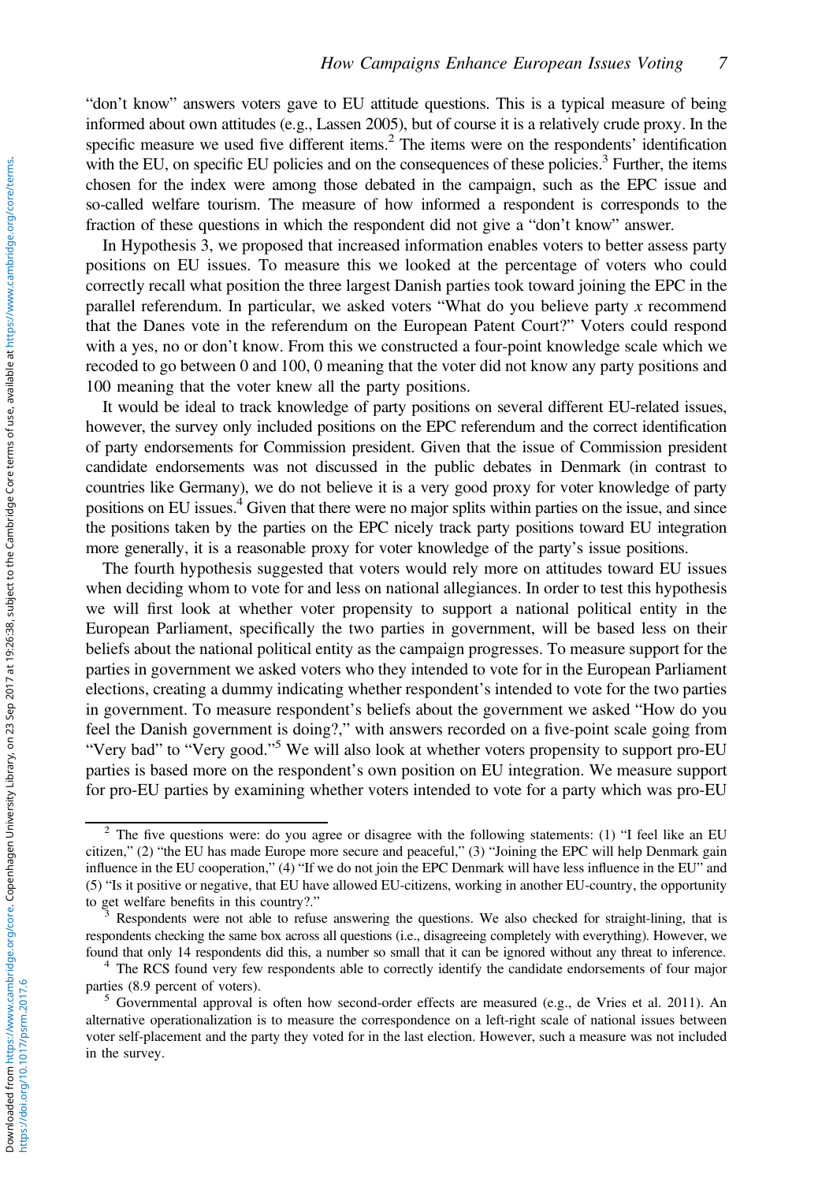"don't know" answers voters gave to EU attitude questions. This is a typical measure of being informed about own attitudes (e.g., Lassen 2005), but of course it is a relatively crude proxy. In the specific measure we used five different items.[2] The items were on the respondents' identification with the EU, on specific EU policies and on the consequences of these policies.[3] Further, the items chosen for the index were among those debated in the campaign, such as the EPC issue and so-called welfare tourism. The measure of how informed a respondent is corresponds to the fraction of these questions in which the respondent did not give a "don't know" answer.

In Hypothesis 3, we proposed that increased information enables voters to better assess party positions on EU issues. To measure this we looked at the percentage of voters who could correctly recall what position the three largest Danish parties took toward joining the EPC in the parallel referendum. In particular, we asked voters "What do you believe party *x* recommend that the Danes vote in the referendum on the European Patent Court?" Voters could respond with a yes, no or don't know. From this we constructed a four-point knowledge scale which we recoded to go between 0 and 100, 0 meaning that the voter did not know any party positions and 100 meaning that the voter knew all the party positions.

It would be ideal to track knowledge of party positions on several different EU-related issues, however, the survey only included positions on the EPC referendum and the correct identification of party endorsements for Commission president. Given that the issue of Commission president candidate endorsements was not discussed in the public debates in Denmark (in contrast to countries like Germany), we do not believe it is a very good proxy for voter knowledge of party positions on EU issues.[4] Given that there were no major splits within parties on the issue, and since the positions taken by the parties on the EPC nicely track party positions toward EU integration more generally, it is a reasonable proxy for voter knowledge of the party's issue positions.

The fourth hypothesis suggested that voters would rely more on attitudes toward EU issues when deciding whom to vote for and less on national allegiances. In order to test this hypothesis we will first look at whether voter propensity to support a national political entity in the European Parliament, specifically the two parties in government, will be based less on their beliefs about the national political entity as the campaign progresses. To measure support for the parties in government we asked voters who they intended to vote for in the European Parliament elections, creating a dummy indicating whether respondent's intended to vote for the two parties in government. To measure respondent's beliefs about the government we asked "How do you feel the Danish government is doing?," with answers recorded on a five-point scale going from "Very bad" to "Very good."[5] We will also look at whether voters propensity to support pro-EU parties is based more on the respondent's own position on EU integration. We measure support for pro-EU parties by examining whether voters intended to vote for a party which was pro-EU

---

[2] The five questions were: do you agree or disagree with the following statements: (1) "I feel like an EU citizen," (2) "the EU has made Europe more secure and peaceful," (3) "Joining the EPC will help Denmark gain influence in the EU cooperation," (4) "If we do not join the EPC Denmark will have less influence in the EU" and (5) "Is it positive or negative, that EU have allowed EU-citizens, working in another EU-country, the opportunity to get welfare benefits in this country?."

[3] Respondents were not able to refuse answering the questions. We also checked for straight-lining, that is respondents checking the same box across all questions (i.e., disagreeing completely with everything). However, we found that only 14 respondents did this, a number so small that it can be ignored without any threat to inference.

[4] The RCS found very few respondents able to correctly identify the candidate endorsements of four major parties (8.9 percent of voters).

[5] Governmental approval is often how second-order effects are measured (e.g., de Vries et al. 2011). An alternative operationalization is to measure the correspondence on a left-right scale of national issues between voter self-placement and the party they voted for in the last election. However, such a measure was not included in the survey.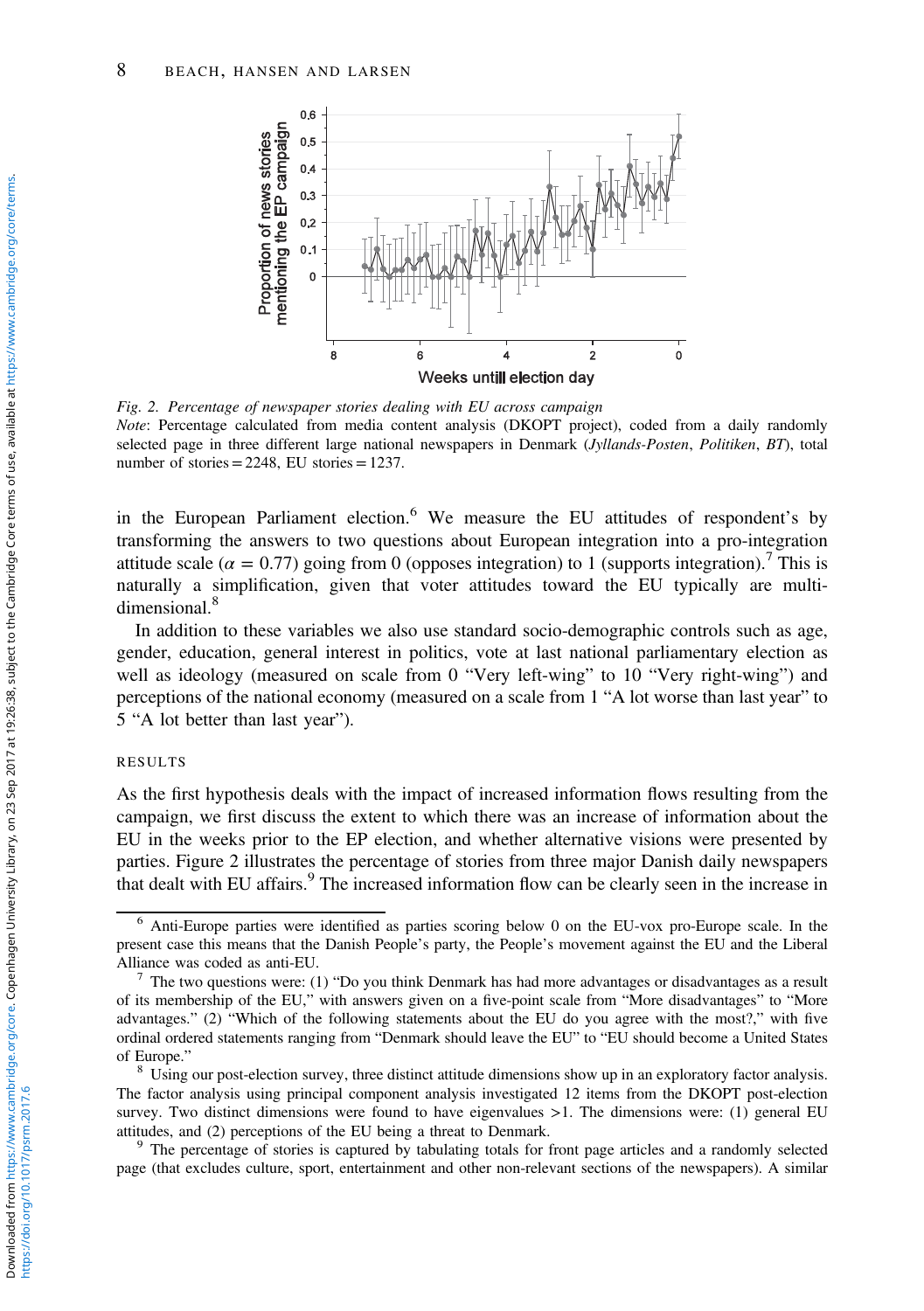Fig. 2. *Percentage of newspaper stories dealing with EU across campaign*

*Note*: Percentage calculated from media content analysis (DKOPT project), coded from a daily randomly selected page in three different large national newspapers in Denmark (*Jyllands-Posten*, *Politiken*, *BT*), total number of stories = 2248, EU stories = 1237.

in the European Parliament election.[6] We measure the EU attitudes of respondent's by transforming the answers to two questions about European integration into a pro-integration attitude scale ($\alpha = 0.77$) going from 0 (opposes integration) to 1 (supports integration).[7] This is naturally a simplification, given that voter attitudes toward the EU typically are multi-dimensional.[8]

In addition to these variables we also use standard socio-demographic controls such as age, gender, education, general interest in politics, vote at last national parliamentary election as well as ideology (measured on scale from 0 "Very left-wing" to 10 "Very right-wing") and perceptions of the national economy (measured on a scale from 1 "A lot worse than last year" to 5 "A lot better than last year").

## RESULTS

As the first hypothesis deals with the impact of increased information flows resulting from the campaign, we first discuss the extent to which there was an increase of information about the EU in the weeks prior to the EP election, and whether alternative visions were presented by parties. Figure 2 illustrates the percentage of stories from three major Danish daily newspapers that dealt with EU affairs.[9] The increased information flow can be clearly seen in the increase in

[6] Anti-Europe parties were identified as parties scoring below 0 on the EU-vox pro-Europe scale. In the present case this means that the Danish People's party, the People's movement against the EU and the Liberal Alliance was coded as anti-EU.

[7] The two questions were: (1) "Do you think Denmark has had more advantages or disadvantages as a result of its membership of the EU," with answers given on a five-point scale from "More disadvantages" to "More advantages." (2) "Which of the following statements about the EU do you agree with the most?," with five ordinal ordered statements ranging from "Denmark should leave the EU" to "EU should become a United States of Europe."

[8] Using our post-election survey, three distinct attitude dimensions show up in an exploratory factor analysis. The factor analysis using principal component analysis investigated 12 items from the DKOPT post-election survey. Two distinct dimensions were found to have eigenvalues >1. The dimensions were: (1) general EU attitudes, and (2) perceptions of the EU being a threat to Denmark.

[9] The percentage of stories is captured by tabulating totals for front page articles and a randomly selected page (that excludes culture, sport, entertainment and other non-relevant sections of the newspapers). A similar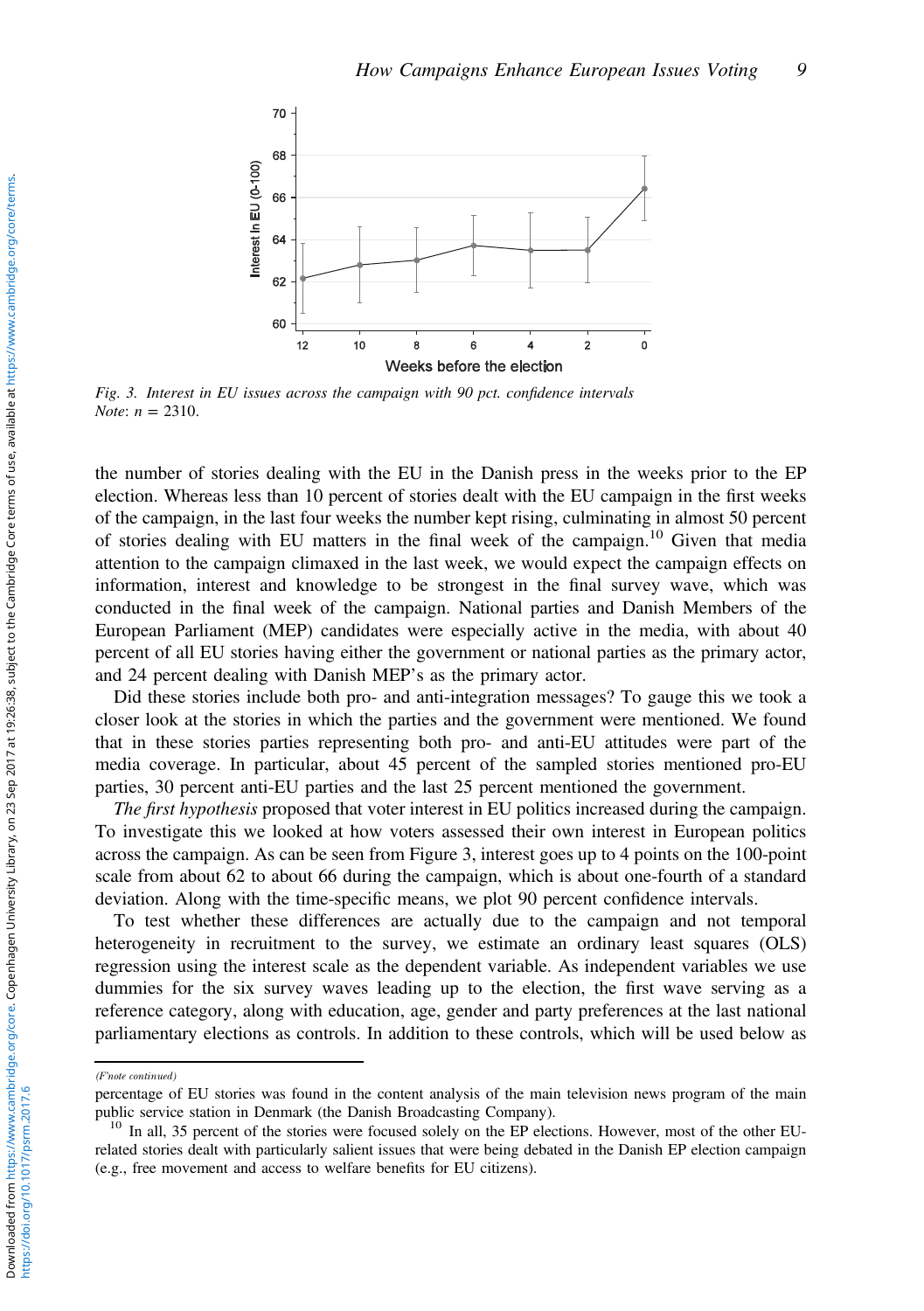Fig. 3. *Interest in EU issues across the campaign with 90 pct. confidence intervals*
*Note*: $n$ = 2310.

the number of stories dealing with the EU in the Danish press in the weeks prior to the EP election. Whereas less than 10 percent of stories dealt with the EU campaign in the first weeks of the campaign, in the last four weeks the number kept rising, culminating in almost 50 percent of stories dealing with EU matters in the final week of the campaign.[10] Given that media attention to the campaign climaxed in the last week, we would expect the campaign effects on information, interest and knowledge to be strongest in the final survey wave, which was conducted in the final week of the campaign. National parties and Danish Members of the European Parliament (MEP) candidates were especially active in the media, with about 40 percent of all EU stories having either the government or national parties as the primary actor, and 24 percent dealing with Danish MEP's as the primary actor.

Did these stories include both pro- and anti-integration messages? To gauge this we took a closer look at the stories in which the parties and the government were mentioned. We found that in these stories parties representing both pro- and anti-EU attitudes were part of the media coverage. In particular, about 45 percent of the sampled stories mentioned pro-EU parties, 30 percent anti-EU parties and the last 25 percent mentioned the government.

*The first hypothesis* proposed that voter interest in EU politics increased during the campaign. To investigate this we looked at how voters assessed their own interest in European politics across the campaign. As can be seen from Figure 3, interest goes up to 4 points on the 100-point scale from about 62 to about 66 during the campaign, which is about one-fourth of a standard deviation. Along with the time-specific means, we plot 90 percent confidence intervals.

To test whether these differences are actually due to the campaign and not temporal heterogeneity in recruitment to the survey, we estimate an ordinary least squares (OLS) regression using the interest scale as the dependent variable. As independent variables we use dummies for the six survey waves leading up to the election, the first wave serving as a reference category, along with education, age, gender and party preferences at the last national parliamentary elections as controls. In addition to these controls, which will be used below as

---

(F'note continued)

percentage of EU stories was found in the content analysis of the main television news program of the main public service station in Denmark (the Danish Broadcasting Company).

[10] In all, 35 percent of the stories were focused solely on the EP elections. However, most of the other EU-related stories dealt with particularly salient issues that were being debated in the Danish EP election campaign (e.g., free movement and access to welfare benefits for EU citizens).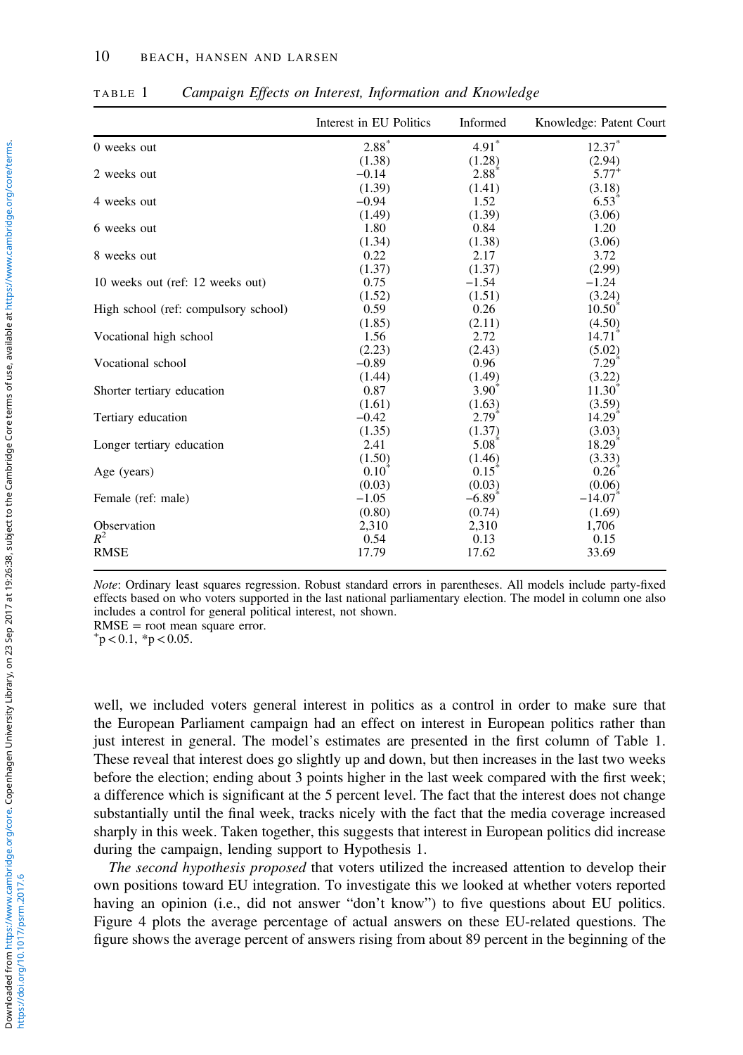TABLE 1 *Campaign Effects on Interest, Information and Knowledge*

| | Interest in EU Politics | Informed | Knowledge: Patent Court |
|---|---|---|---|
| 0 weeks out | 2.88* | 4.91* | 12.37* |
| | (1.38) | (1.28) | (2.94) |
| 2 weeks out | −0.14 | 2.88* | 5.77+ |
| | (1.39) | (1.41) | (3.18) |
| 4 weeks out | −0.94 | 1.52 | 6.53* |
| | (1.49) | (1.39) | (3.06) |
| 6 weeks out | 1.80 | 0.84 | 1.20 |
| | (1.34) | (1.38) | (3.06) |
| 8 weeks out | 0.22 | 2.17 | 3.72 |
| | (1.37) | (1.37) | (2.99) |
| 10 weeks out (ref: 12 weeks out) | 0.75 | −1.54 | −1.24 |
| | (1.52) | (1.51) | (3.24) |
| High school (ref: compulsory school) | 0.59 | 0.26 | 10.50* |
| | (1.85) | (2.11) | (4.50) |
| Vocational high school | 1.56 | 2.72 | 14.71* |
| | (2.23) | (2.43) | (5.02) |
| Vocational school | −0.89 | 0.96 | 7.29* |
| | (1.44) | (1.49) | (3.22) |
| Shorter tertiary education | 0.87 | 3.90* | 11.30* |
| | (1.61) | (1.63) | (3.59) |
| Tertiary education | −0.42 | 2.79* | 14.29* |
| | (1.35) | (1.37) | (3.03) |
| Longer tertiary education | 2.41 | 5.08* | 18.29* |
| | (1.50) | (1.46) | (3.33) |
| Age (years) | 0.10* | 0.15* | 0.26* |
| | (0.03) | (0.03) | (0.06) |
| Female (ref: male) | −1.05 | −6.89* | −14.07* |
| | (0.80) | (0.74) | (1.69) |
| Observation | 2,310 | 2,310 | 1,706 |
| $R^2$ | 0.54 | 0.13 | 0.15 |
| RMSE | 17.79 | 17.62 | 33.69 |

*Note*: Ordinary least squares regression. Robust standard errors in parentheses. All models include party-fixed effects based on who voters supported in the last national parliamentary election. The model in column one also includes a control for general political interest, not shown.
RMSE = root mean square error.
$^+p < 0.1$, $*p < 0.05$.

well, we included voters general interest in politics as a control in order to make sure that the European Parliament campaign had an effect on interest in European politics rather than just interest in general. The model's estimates are presented in the first column of Table 1. These reveal that interest does go slightly up and down, but then increases in the last two weeks before the election; ending about 3 points higher in the last week compared with the first week; a difference which is significant at the 5 percent level. The fact that the interest does not change substantially until the final week, tracks nicely with the fact that the media coverage increased sharply in this week. Taken together, this suggests that interest in European politics did increase during the campaign, lending support to Hypothesis 1.

*The second hypothesis proposed* that voters utilized the increased attention to develop their own positions toward EU integration. To investigate this we looked at whether voters reported having an opinion (i.e., did not answer "don't know") to five questions about EU politics. Figure 4 plots the average percentage of actual answers on these EU-related questions. The figure shows the average percent of answers rising from about 89 percent in the beginning of the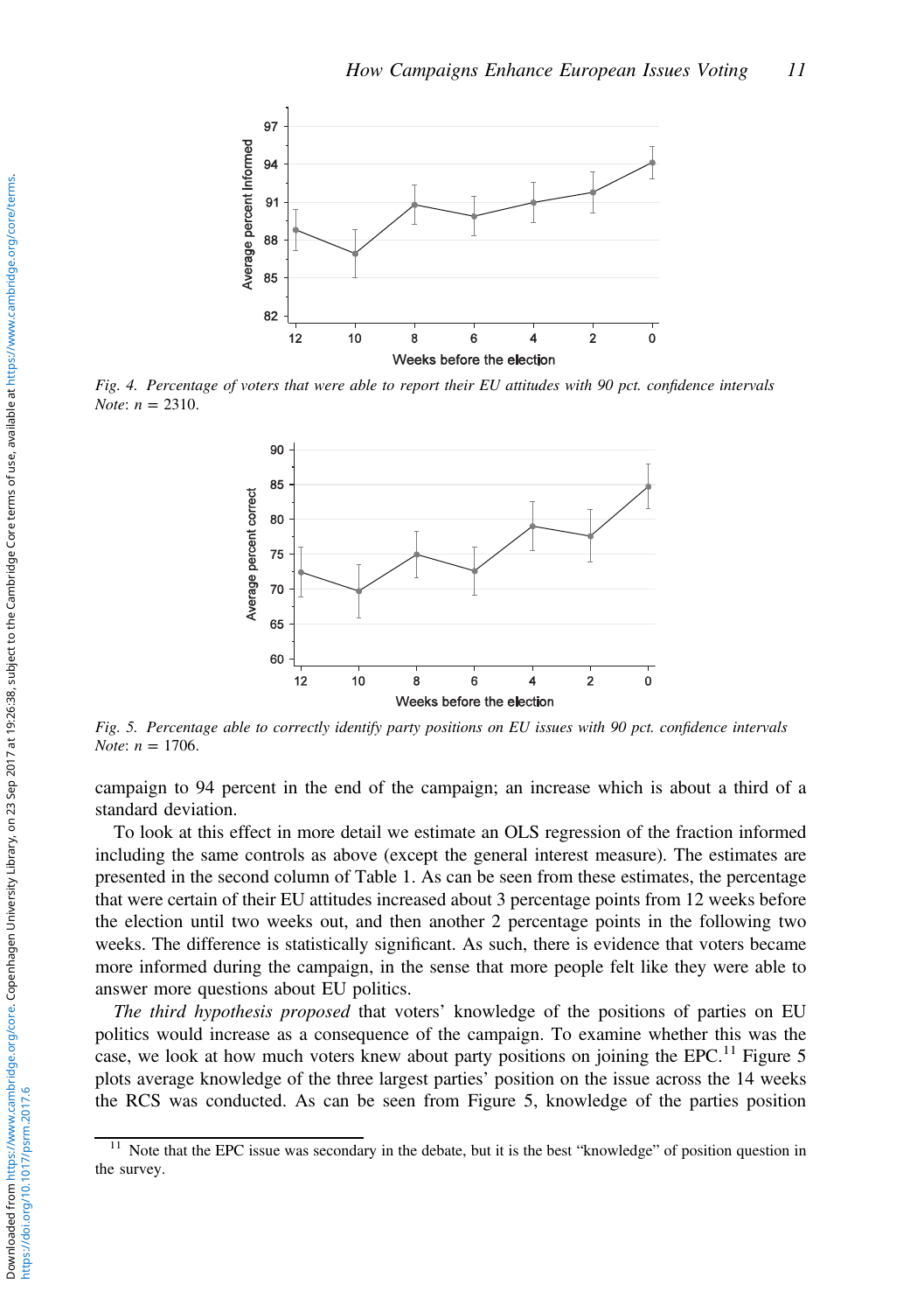Fig. 4. *Percentage of voters that were able to report their EU attitudes with 90 pct. confidence intervals*
*Note*: $n$ = 2310.

Fig. 5. *Percentage able to correctly identify party positions on EU issues with 90 pct. confidence intervals*
*Note*: $n$ = 1706.

campaign to 94 percent in the end of the campaign; an increase which is about a third of a standard deviation.

To look at this effect in more detail we estimate an OLS regression of the fraction informed including the same controls as above (except the general interest measure). The estimates are presented in the second column of Table 1. As can be seen from these estimates, the percentage that were certain of their EU attitudes increased about 3 percentage points from 12 weeks before the election until two weeks out, and then another 2 percentage points in the following two weeks. The difference is statistically significant. As such, there is evidence that voters became more informed during the campaign, in the sense that more people felt like they were able to answer more questions about EU politics.

*The third hypothesis proposed* that voters' knowledge of the positions of parties on EU politics would increase as a consequence of the campaign. To examine whether this was the case, we look at how much voters knew about party positions on joining the EPC.[11] Figure 5 plots average knowledge of the three largest parties' position on the issue across the 14 weeks the RCS was conducted. As can be seen from Figure 5, knowledge of the parties position

[11] Note that the EPC issue was secondary in the debate, but it is the best "knowledge" of position question in the survey.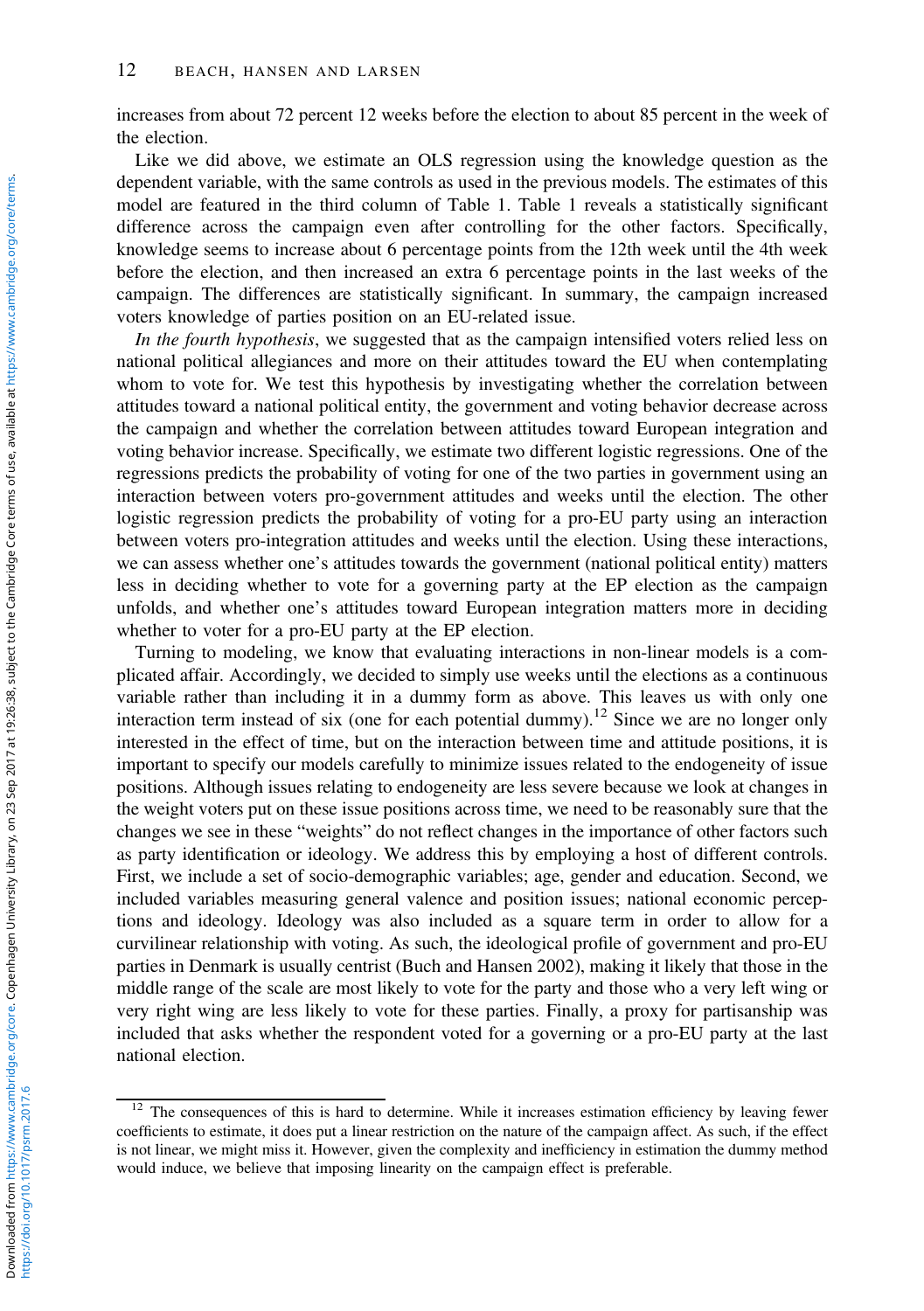increases from about 72 percent 12 weeks before the election to about 85 percent in the week of the election.

Like we did above, we estimate an OLS regression using the knowledge question as the dependent variable, with the same controls as used in the previous models. The estimates of this model are featured in the third column of Table 1. Table 1 reveals a statistically significant difference across the campaign even after controlling for the other factors. Specifically, knowledge seems to increase about 6 percentage points from the 12th week until the 4th week before the election, and then increased an extra 6 percentage points in the last weeks of the campaign. The differences are statistically significant. In summary, the campaign increased voters knowledge of parties position on an EU-related issue.

*In the fourth hypothesis*, we suggested that as the campaign intensified voters relied less on national political allegiances and more on their attitudes toward the EU when contemplating whom to vote for. We test this hypothesis by investigating whether the correlation between attitudes toward a national political entity, the government and voting behavior decrease across the campaign and whether the correlation between attitudes toward European integration and voting behavior increase. Specifically, we estimate two different logistic regressions. One of the regressions predicts the probability of voting for one of the two parties in government using an interaction between voters pro-government attitudes and weeks until the election. The other logistic regression predicts the probability of voting for a pro-EU party using an interaction between voters pro-integration attitudes and weeks until the election. Using these interactions, we can assess whether one's attitudes towards the government (national political entity) matters less in deciding whether to vote for a governing party at the EP election as the campaign unfolds, and whether one's attitudes toward European integration matters more in deciding whether to voter for a pro-EU party at the EP election.

Turning to modeling, we know that evaluating interactions in non-linear models is a complicated affair. Accordingly, we decided to simply use weeks until the elections as a continuous variable rather than including it in a dummy form as above. This leaves us with only one interaction term instead of six (one for each potential dummy).[12] Since we are no longer only interested in the effect of time, but on the interaction between time and attitude positions, it is important to specify our models carefully to minimize issues related to the endogeneity of issue positions. Although issues relating to endogeneity are less severe because we look at changes in the weight voters put on these issue positions across time, we need to be reasonably sure that the changes we see in these "weights" do not reflect changes in the importance of other factors such as party identification or ideology. We address this by employing a host of different controls. First, we include a set of socio-demographic variables; age, gender and education. Second, we included variables measuring general valence and position issues; national economic perceptions and ideology. Ideology was also included as a square term in order to allow for a curvilinear relationship with voting. As such, the ideological profile of government and pro-EU parties in Denmark is usually centrist (Buch and Hansen 2002), making it likely that those in the middle range of the scale are most likely to vote for the party and those who a very left wing or very right wing are less likely to vote for these parties. Finally, a proxy for partisanship was included that asks whether the respondent voted for a governing or a pro-EU party at the last national election.

---

[12] The consequences of this is hard to determine. While it increases estimation efficiency by leaving fewer coefficients to estimate, it does put a linear restriction on the nature of the campaign affect. As such, if the effect is not linear, we might miss it. However, given the complexity and inefficiency in estimation the dummy method would induce, we believe that imposing linearity on the campaign effect is preferable.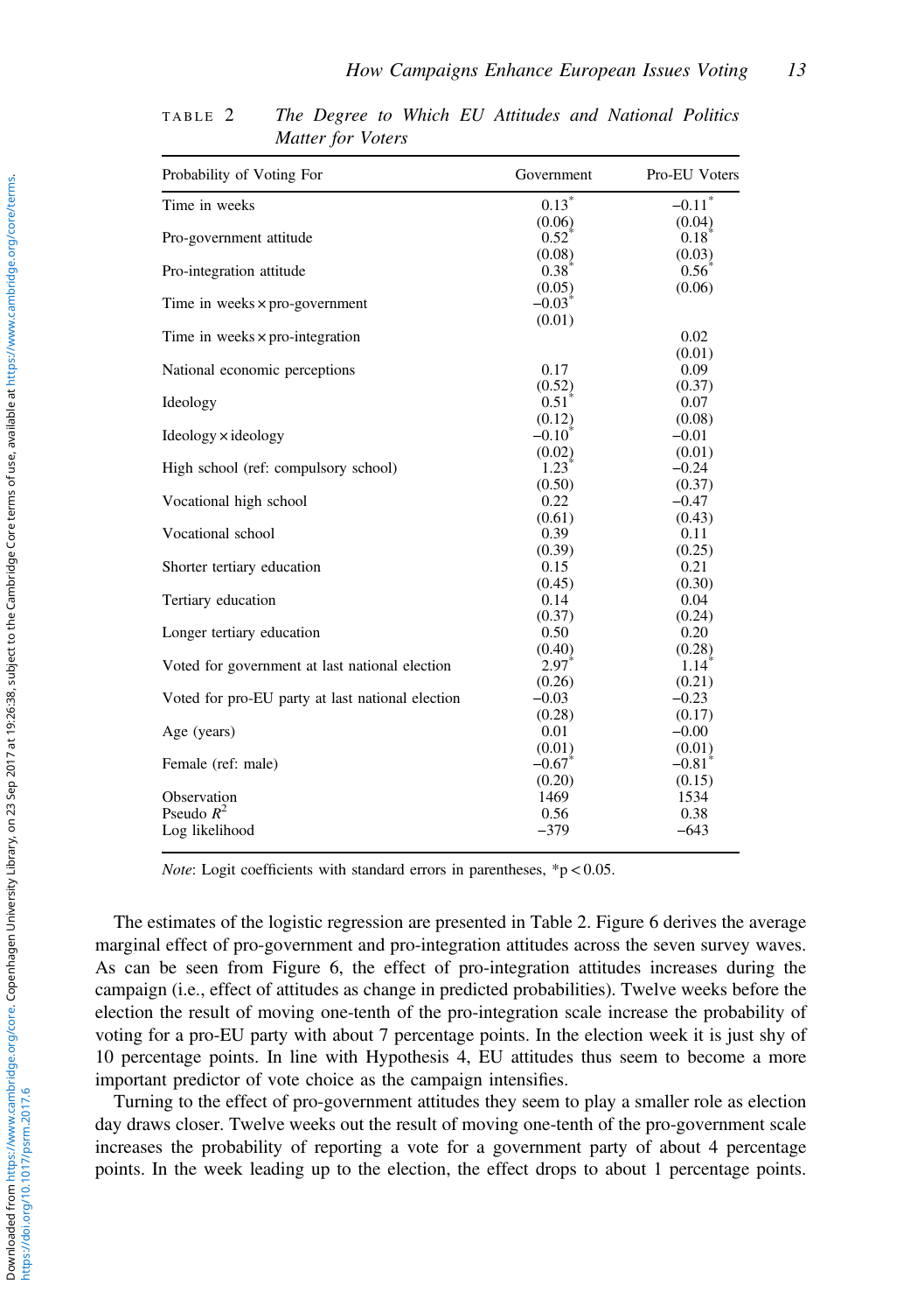TABLE 2 *The Degree to Which EU Attitudes and National Politics Matter for Voters*

| Probability of Voting For | Government | Pro-EU Voters |
|---|---|---|
| Time in weeks | 0.13* | −0.11* |
| | (0.06) | (0.04) |
| Pro-government attitude | 0.52* | 0.18* |
| | (0.08) | (0.03) |
| Pro-integration attitude | 0.38* | 0.56* |
| | (0.05) | (0.06) |
| Time in weeks × pro-government | −0.03* | |
| | (0.01) | |
| Time in weeks × pro-integration | | 0.02 |
| | | (0.01) |
| National economic perceptions | 0.17 | 0.09 |
| | (0.52) | (0.37) |
| Ideology | 0.51* | 0.07 |
| | (0.12) | (0.08) |
| Ideology × ideology | −0.10* | −0.01 |
| | (0.02) | (0.01) |
| High school (ref: compulsory school) | 1.23* | −0.24 |
| | (0.50) | (0.37) |
| Vocational high school | 0.22 | −0.47 |
| | (0.61) | (0.43) |
| Vocational school | 0.39 | 0.11 |
| | (0.39) | (0.25) |
| Shorter tertiary education | 0.15 | 0.21 |
| | (0.45) | (0.30) |
| Tertiary education | 0.14 | 0.04 |
| | (0.37) | (0.24) |
| Longer tertiary education | 0.50 | 0.20 |
| | (0.40) | (0.28) |
| Voted for government at last national election | 2.97* | 1.14* |
| | (0.26) | (0.21) |
| Voted for pro-EU party at last national election | −0.03 | −0.23 |
| | (0.28) | (0.17) |
| Age (years) | 0.01 | −0.00 |
| | (0.01) | (0.01) |
| Female (ref: male) | −0.67* | −0.81* |
| | (0.20) | (0.15) |
| Observation | 1469 | 1534 |
| Pseudo $R^2$ | 0.56 | 0.38 |
| Log likelihood | −379 | −643 |

*Note*: Logit coefficients with standard errors in parentheses, *$p < 0.05$.

The estimates of the logistic regression are presented in Table 2. Figure 6 derives the average marginal effect of pro-government and pro-integration attitudes across the seven survey waves. As can be seen from Figure 6, the effect of pro-integration attitudes increases during the campaign (i.e., effect of attitudes as change in predicted probabilities). Twelve weeks before the election the result of moving one-tenth of the pro-integration scale increase the probability of voting for a pro-EU party with about 7 percentage points. In the election week it is just shy of 10 percentage points. In line with Hypothesis 4, EU attitudes thus seem to become a more important predictor of vote choice as the campaign intensifies.

Turning to the effect of pro-government attitudes they seem to play a smaller role as election day draws closer. Twelve weeks out the result of moving one-tenth of the pro-government scale increases the probability of reporting a vote for a government party of about 4 percentage points. In the week leading up to the election, the effect drops to about 1 percentage points.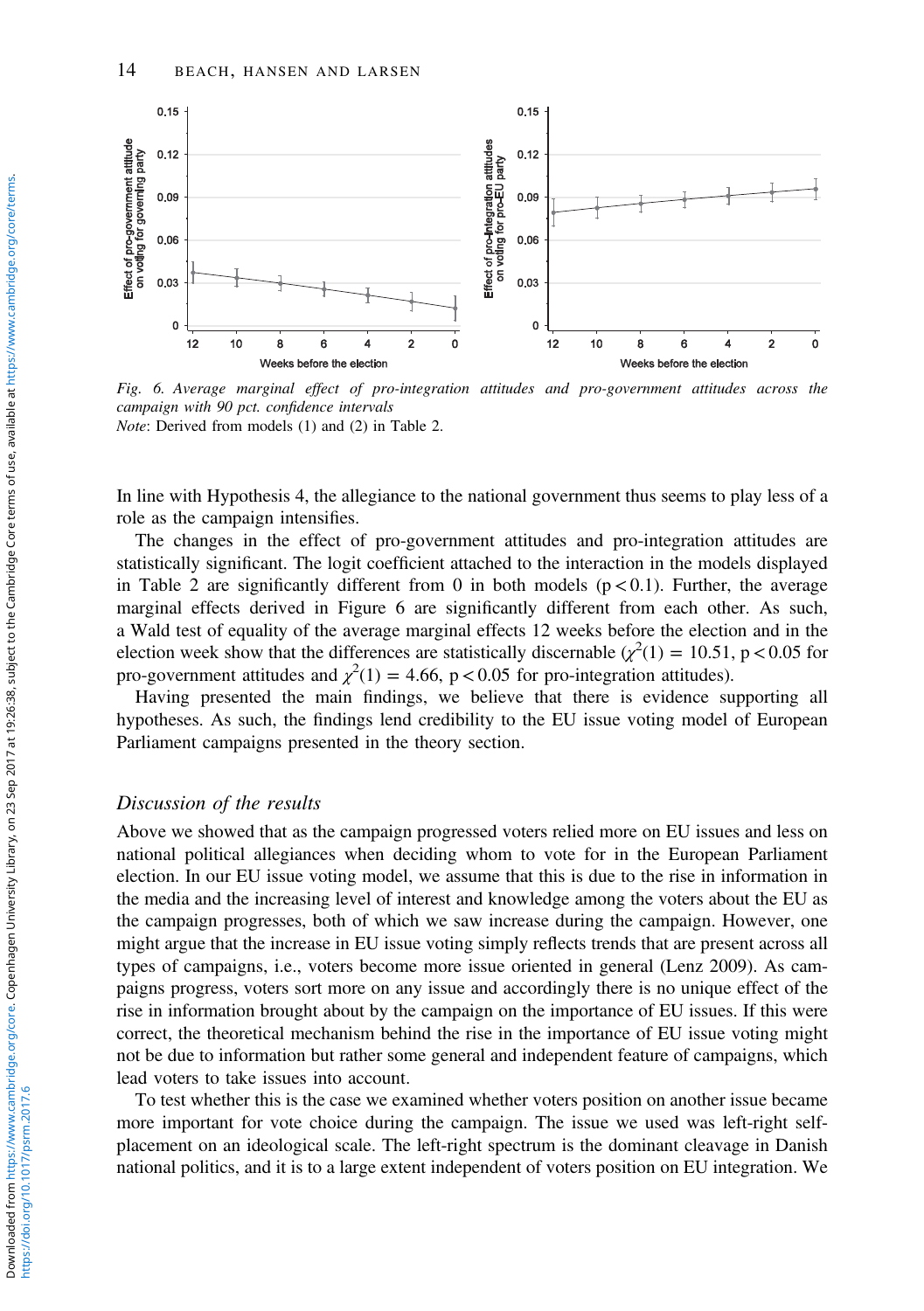Fig. 6. *Average marginal effect of pro-integration attitudes and pro-government attitudes across the campaign with 90 pct. confidence intervals*
*Note*: Derived from models (1) and (2) in Table 2.

In line with Hypothesis 4, the allegiance to the national government thus seems to play less of a role as the campaign intensifies.

The changes in the effect of pro-government attitudes and pro-integration attitudes are statistically significant. The logit coefficient attached to the interaction in the models displayed in Table 2 are significantly different from 0 in both models ($p < 0.1$). Further, the average marginal effects derived in Figure 6 are significantly different from each other. As such, a Wald test of equality of the average marginal effects 12 weeks before the election and in the election week show that the differences are statistically discernable ($\chi^2(1) = 10.51$, $p < 0.05$ for pro-government attitudes and $\chi^2(1) = 4.66$, $p < 0.05$ for pro-integration attitudes).

Having presented the main findings, we believe that there is evidence supporting all hypotheses. As such, the findings lend credibility to the EU issue voting model of European Parliament campaigns presented in the theory section.

### *Discussion of the results*

Above we showed that as the campaign progressed voters relied more on EU issues and less on national political allegiances when deciding whom to vote for in the European Parliament election. In our EU issue voting model, we assume that this is due to the rise in information in the media and the increasing level of interest and knowledge among the voters about the EU as the campaign progresses, both of which we saw increase during the campaign. However, one might argue that the increase in EU issue voting simply reflects trends that are present across all types of campaigns, i.e., voters become more issue oriented in general (Lenz 2009). As campaigns progress, voters sort more on any issue and accordingly there is no unique effect of the rise in information brought about by the campaign on the importance of EU issues. If this were correct, the theoretical mechanism behind the rise in the importance of EU issue voting might not be due to information but rather some general and independent feature of campaigns, which lead voters to take issues into account.

To test whether this is the case we examined whether voters position on another issue became more important for vote choice during the campaign. The issue we used was left-right self-placement on an ideological scale. The left-right spectrum is the dominant cleavage in Danish national politics, and it is to a large extent independent of voters position on EU integration. We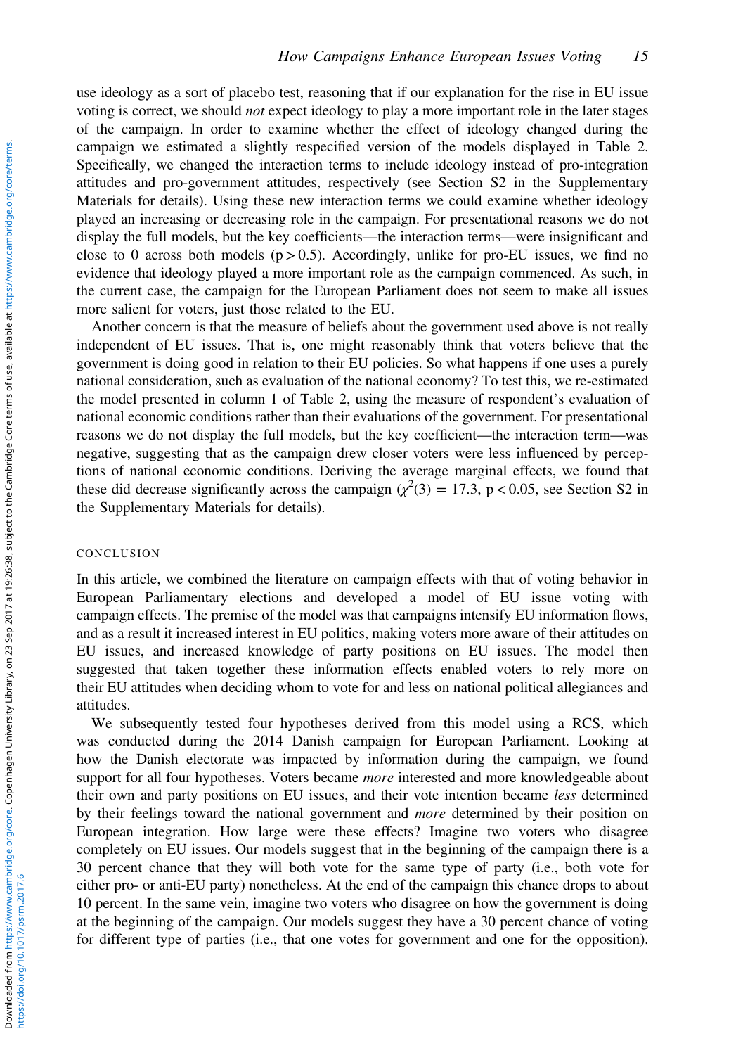use ideology as a sort of placebo test, reasoning that if our explanation for the rise in EU issue voting is correct, we should *not* expect ideology to play a more important role in the later stages of the campaign. In order to examine whether the effect of ideology changed during the campaign we estimated a slightly respecified version of the models displayed in Table 2. Specifically, we changed the interaction terms to include ideology instead of pro-integration attitudes and pro-government attitudes, respectively (see Section S2 in the Supplementary Materials for details). Using these new interaction terms we could examine whether ideology played an increasing or decreasing role in the campaign. For presentational reasons we do not display the full models, but the key coefficients—the interaction terms—were insignificant and close to 0 across both models ($p > 0.5$). Accordingly, unlike for pro-EU issues, we find no evidence that ideology played a more important role as the campaign commenced. As such, in the current case, the campaign for the European Parliament does not seem to make all issues more salient for voters, just those related to the EU.

Another concern is that the measure of beliefs about the government used above is not really independent of EU issues. That is, one might reasonably think that voters believe that the government is doing good in relation to their EU policies. So what happens if one uses a purely national consideration, such as evaluation of the national economy? To test this, we re-estimated the model presented in column 1 of Table 2, using the measure of respondent's evaluation of national economic conditions rather than their evaluations of the government. For presentational reasons we do not display the full models, but the key coefficient—the interaction term—was negative, suggesting that as the campaign drew closer voters were less influenced by perceptions of national economic conditions. Deriving the average marginal effects, we found that these did decrease significantly across the campaign ($\chi^2(3) = 17.3$, $p < 0.05$, see Section S2 in the Supplementary Materials for details).

## CONCLUSION

In this article, we combined the literature on campaign effects with that of voting behavior in European Parliamentary elections and developed a model of EU issue voting with campaign effects. The premise of the model was that campaigns intensify EU information flows, and as a result it increased interest in EU politics, making voters more aware of their attitudes on EU issues, and increased knowledge of party positions on EU issues. The model then suggested that taken together these information effects enabled voters to rely more on their EU attitudes when deciding whom to vote for and less on national political allegiances and attitudes.

We subsequently tested four hypotheses derived from this model using a RCS, which was conducted during the 2014 Danish campaign for European Parliament. Looking at how the Danish electorate was impacted by information during the campaign, we found support for all four hypotheses. Voters became *more* interested and more knowledgeable about their own and party positions on EU issues, and their vote intention became *less* determined by their feelings toward the national government and *more* determined by their position on European integration. How large were these effects? Imagine two voters who disagree completely on EU issues. Our models suggest that in the beginning of the campaign there is a 30 percent chance that they will both vote for the same type of party (i.e., both vote for either pro- or anti-EU party) nonetheless. At the end of the campaign this chance drops to about 10 percent. In the same vein, imagine two voters who disagree on how the government is doing at the beginning of the campaign. Our models suggest they have a 30 percent chance of voting for different type of parties (i.e., that one votes for government and one for the opposition).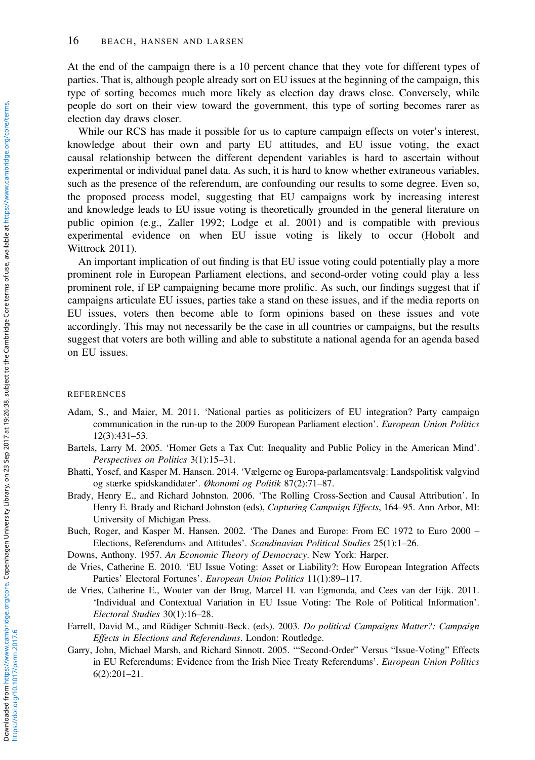At the end of the campaign there is a 10 percent chance that they vote for different types of parties. That is, although people already sort on EU issues at the beginning of the campaign, this type of sorting becomes much more likely as election day draws close. Conversely, while people do sort on their view toward the government, this type of sorting becomes rarer as election day draws closer.

While our RCS has made it possible for us to capture campaign effects on voter's interest, knowledge about their own and party EU attitudes, and EU issue voting, the exact causal relationship between the different dependent variables is hard to ascertain without experimental or individual panel data. As such, it is hard to know whether extraneous variables, such as the presence of the referendum, are confounding our results to some degree. Even so, the proposed process model, suggesting that EU campaigns work by increasing interest and knowledge leads to EU issue voting is theoretically grounded in the general literature on public opinion (e.g., Zaller 1992; Lodge et al. 2001) and is compatible with previous experimental evidence on when EU issue voting is likely to occur (Hobolt and Wittrock 2011).

An important implication of out finding is that EU issue voting could potentially play a more prominent role in European Parliament elections, and second-order voting could play a less prominent role, if EP campaigning became more prolific. As such, our findings suggest that if campaigns articulate EU issues, parties take a stand on these issues, and if the media reports on EU issues, voters then become able to form opinions based on these issues and vote accordingly. This may not necessarily be the case in all countries or campaigns, but the results suggest that voters are both willing and able to substitute a national agenda for an agenda based on EU issues.

## REFERENCES

Adam, S., and Maier, M. 2011. 'National parties as politicizers of EU integration? Party campaign communication in the run-up to the 2009 European Parliament election'. *European Union Politics* 12(3):431–53.

Bartels, Larry M. 2005. 'Homer Gets a Tax Cut: Inequality and Public Policy in the American Mind'. *Perspectives on Politics* 3(1):15–31.

Bhatti, Yosef, and Kasper M. Hansen. 2014. 'Vælgerne og Europa-parlamentsvalg: Landspolitisk valgvind og stærke spidskandidater'. *Økonomi og Politik* 87(2):71–87.

Brady, Henry E., and Richard Johnston. 2006. 'The Rolling Cross-Section and Causal Attribution'. In Henry E. Brady and Richard Johnston (eds), *Capturing Campaign Effects*, 164–95. Ann Arbor, MI: University of Michigan Press.

Buch, Roger, and Kasper M. Hansen. 2002. 'The Danes and Europe: From EC 1972 to Euro 2000 – Elections, Referendums and Attitudes'. *Scandinavian Political Studies* 25(1):1–26.

Downs, Anthony. 1957. *An Economic Theory of Democracy*. New York: Harper.

de Vries, Catherine E. 2010. 'EU Issue Voting: Asset or Liability?: How European Integration Affects Parties' Electoral Fortunes'. *European Union Politics* 11(1):89–117.

de Vries, Catherine E., Wouter van der Brug, Marcel H. van Egmonda, and Cees van der Eijk. 2011. 'Individual and Contextual Variation in EU Issue Voting: The Role of Political Information'. *Electoral Studies* 30(1):16–28.

Farrell, David M., and Rüdiger Schmitt-Beck. (eds). 2003. *Do political Campaigns Matter?: Campaign Effects in Elections and Referendums*. London: Routledge.

Garry, John, Michael Marsh, and Richard Sinnott. 2005. '"Second-Order" Versus "Issue-Voting" Effects in EU Referendums: Evidence from the Irish Nice Treaty Referendums'. *European Union Politics* 6(2):201–21.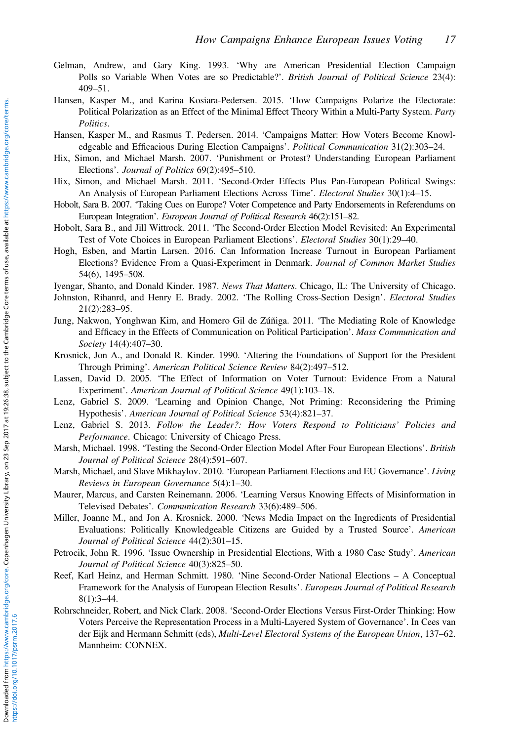Gelman, Andrew, and Gary King. 1993. 'Why are American Presidential Election Campaign Polls so Variable When Votes are so Predictable?'. *British Journal of Political Science* 23(4): 409–51.

Hansen, Kasper M., and Karina Kosiara-Pedersen. 2015. 'How Campaigns Polarize the Electorate: Political Polarization as an Effect of the Minimal Effect Theory Within a Multi-Party System. *Party Politics*.

Hansen, Kasper M., and Rasmus T. Pedersen. 2014. 'Campaigns Matter: How Voters Become Knowledgeable and Efficacious During Election Campaigns'. *Political Communication* 31(2):303–24.

Hix, Simon, and Michael Marsh. 2007. 'Punishment or Protest? Understanding European Parliament Elections'. *Journal of Politics* 69(2):495–510.

Hix, Simon, and Michael Marsh. 2011. 'Second-Order Effects Plus Pan-European Political Swings: An Analysis of European Parliament Elections Across Time'. *Electoral Studies* 30(1):4–15.

Hobolt, Sara B. 2007. 'Taking Cues on Europe? Voter Competence and Party Endorsements in Referendums on European Integration'. *European Journal of Political Research* 46(2):151–82.

Hobolt, Sara B., and Jill Wittrock. 2011. 'The Second-Order Election Model Revisited: An Experimental Test of Vote Choices in European Parliament Elections'. *Electoral Studies* 30(1):29–40.

Hogh, Esben, and Martin Larsen. 2016. Can Information Increase Turnout in European Parliament Elections? Evidence From a Quasi-Experiment in Denmark. *Journal of Common Market Studies* 54(6), 1495–508.

Iyengar, Shanto, and Donald Kinder. 1987. *News That Matters*. Chicago, IL: The University of Chicago.

Johnston, Rihanrd, and Henry E. Brady. 2002. 'The Rolling Cross-Section Design'. *Electoral Studies* 21(2):283–95.

Jung, Nakwon, Yonghwan Kim, and Homero Gil de Zúñiga. 2011. 'The Mediating Role of Knowledge and Efficacy in the Effects of Communication on Political Participation'. *Mass Communication and Society* 14(4):407–30.

Krosnick, Jon A., and Donald R. Kinder. 1990. 'Altering the Foundations of Support for the President Through Priming'. *American Political Science Review* 84(2):497–512.

Lassen, David D. 2005. 'The Effect of Information on Voter Turnout: Evidence From a Natural Experiment'. *American Journal of Political Science* 49(1):103–18.

Lenz, Gabriel S. 2009. 'Learning and Opinion Change, Not Priming: Reconsidering the Priming Hypothesis'. *American Journal of Political Science* 53(4):821–37.

Lenz, Gabriel S. 2013. *Follow the Leader?: How Voters Respond to Politicians' Policies and Performance*. Chicago: University of Chicago Press.

Marsh, Michael. 1998. 'Testing the Second-Order Election Model After Four European Elections'. *British Journal of Political Science* 28(4):591–607.

Marsh, Michael, and Slave Mikhaylov. 2010. 'European Parliament Elections and EU Governance'. *Living Reviews in European Governance* 5(4):1–30.

Maurer, Marcus, and Carsten Reinemann. 2006. 'Learning Versus Knowing Effects of Misinformation in Televised Debates'. *Communication Research* 33(6):489–506.

Miller, Joanne M., and Jon A. Krosnick. 2000. 'News Media Impact on the Ingredients of Presidential Evaluations: Politically Knowledgeable Citizens are Guided by a Trusted Source'. *American Journal of Political Science* 44(2):301–15.

Petrocik, John R. 1996. 'Issue Ownership in Presidential Elections, With a 1980 Case Study'. *American Journal of Political Science* 40(3):825–50.

Reef, Karl Heinz, and Herman Schmitt. 1980. 'Nine Second-Order National Elections – A Conceptual Framework for the Analysis of European Election Results'. *European Journal of Political Research* 8(1):3–44.

Rohrschneider, Robert, and Nick Clark. 2008. 'Second-Order Elections Versus First-Order Thinking: How Voters Perceive the Representation Process in a Multi-Layered System of Governance'. In Cees van der Eijk and Hermann Schmitt (eds), *Multi-Level Electoral Systems of the European Union*, 137–62. Mannheim: CONNEX.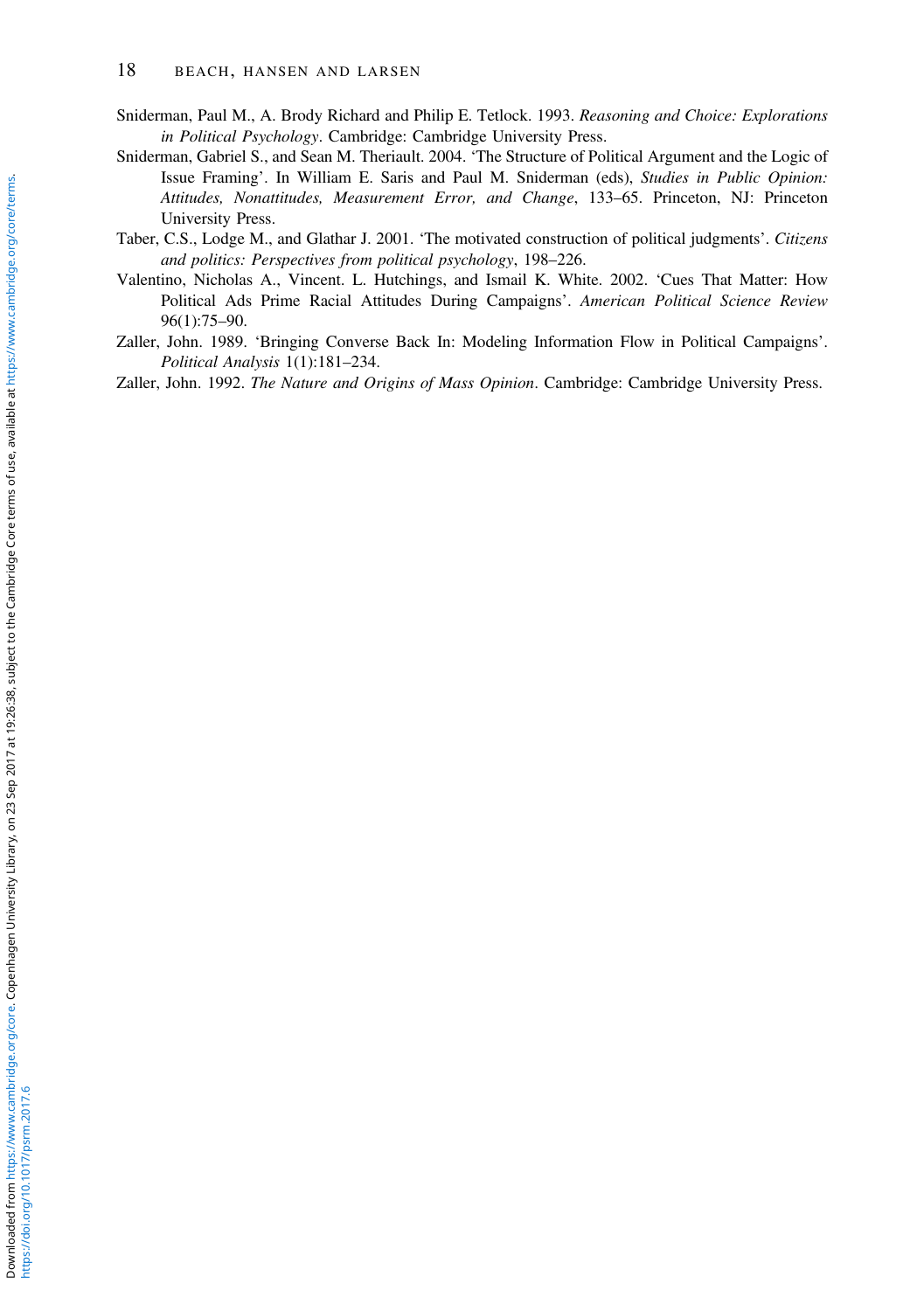Sniderman, Paul M., A. Brody Richard and Philip E. Tetlock. 1993. *Reasoning and Choice: Explorations in Political Psychology*. Cambridge: Cambridge University Press.

Sniderman, Gabriel S., and Sean M. Theriault. 2004. 'The Structure of Political Argument and the Logic of Issue Framing'. In William E. Saris and Paul M. Sniderman (eds), *Studies in Public Opinion: Attitudes, Nonattitudes, Measurement Error, and Change*, 133–65. Princeton, NJ: Princeton University Press.

Taber, C.S., Lodge M., and Glathar J. 2001. 'The motivated construction of political judgments'. *Citizens and politics: Perspectives from political psychology*, 198–226.

Valentino, Nicholas A., Vincent. L. Hutchings, and Ismail K. White. 2002. 'Cues That Matter: How Political Ads Prime Racial Attitudes During Campaigns'. *American Political Science Review* 96(1):75–90.

Zaller, John. 1989. 'Bringing Converse Back In: Modeling Information Flow in Political Campaigns'. *Political Analysis* 1(1):181–234.

Zaller, John. 1992. *The Nature and Origins of Mass Opinion*. Cambridge: Cambridge University Press.